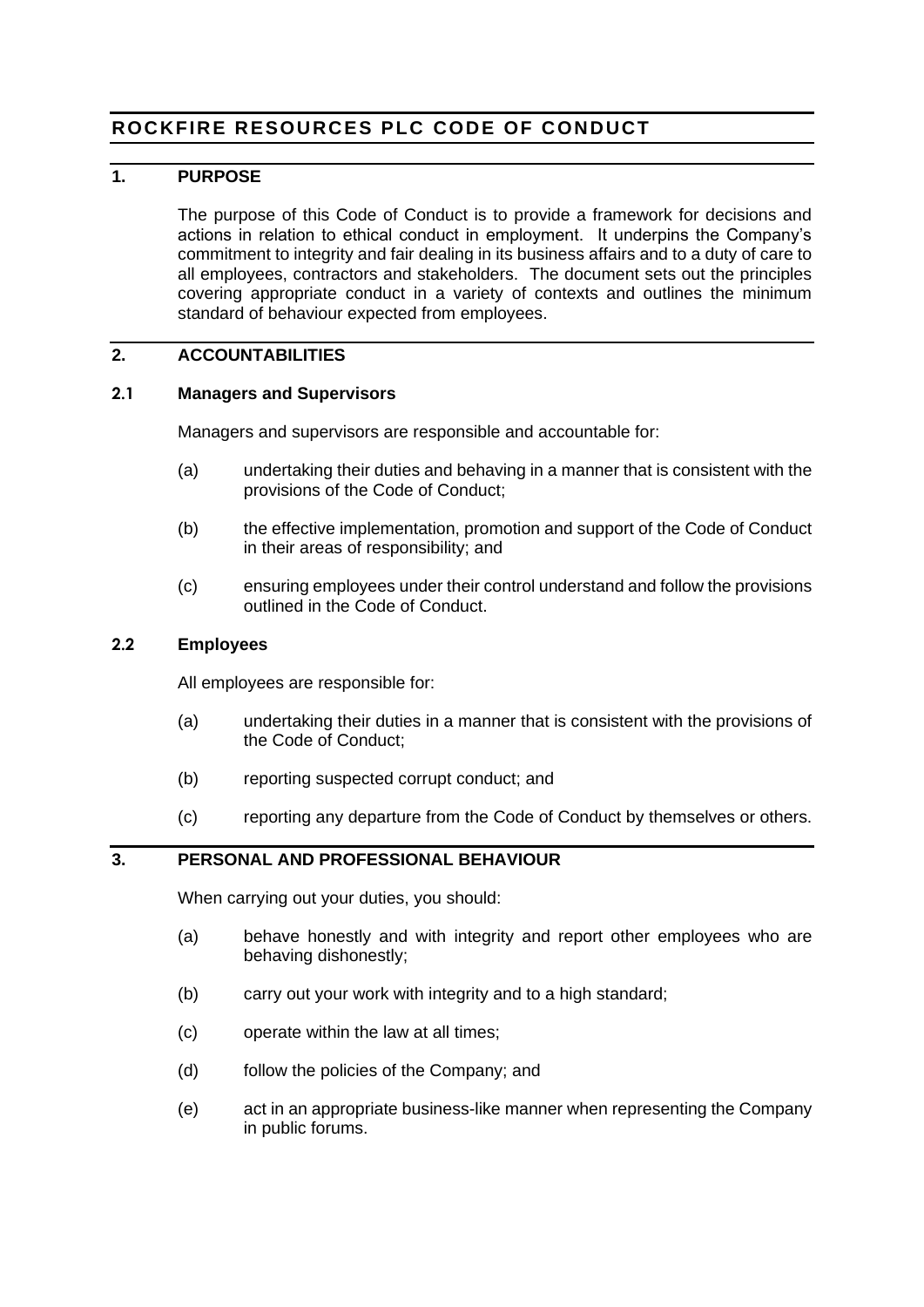# ROCKFIRE RESOURCES PLC CODE OF CONDUCT

## 1. PURPOSE

The purpose of this Code of Conduct is to provide a framework for decisions and actions in relation to ethical conduct in employment. It underpins the Company's commitment to integrity and fair dealing in its business affairs and to a duty of care to all employees, contractors and stakeholders. The document sets out the principles covering appropriate conduct in a variety of contexts and outlines the minimum standard of behaviour expected from employees.

## 2. ACCOUNTABILITIES

### 2.1 Managers and Supervisors

Managers and supervisors are responsible and accountable for:

(a) undertaking their duties and behaving in a manner that is consistent with the provisions of the Code of Conduct;

(b) the effective implementation, promotion and support of the Code of Conduct in their areas of responsibility; and

(c) ensuring employees under their control understand and follow the provisions outlined in the Code of Conduct.

### 2.2 Employees

All employees are responsible for:

(a) undertaking their duties in a manner that is consistent with the provisions of the Code of Conduct;

(b) reporting suspected corrupt conduct; and

(c) reporting any departure from the Code of Conduct by themselves or others.

## 3. PERSONAL AND PROFESSIONAL BEHAVIOUR

When carrying out your duties, you should:

(a) behave honestly and with integrity and report other employees who are behaving dishonestly;

(b) carry out your work with integrity and to a high standard;

(c) operate within the law at all times;

(d) follow the policies of the Company; and

(e) act in an appropriate business-like manner when representing the Company in public forums.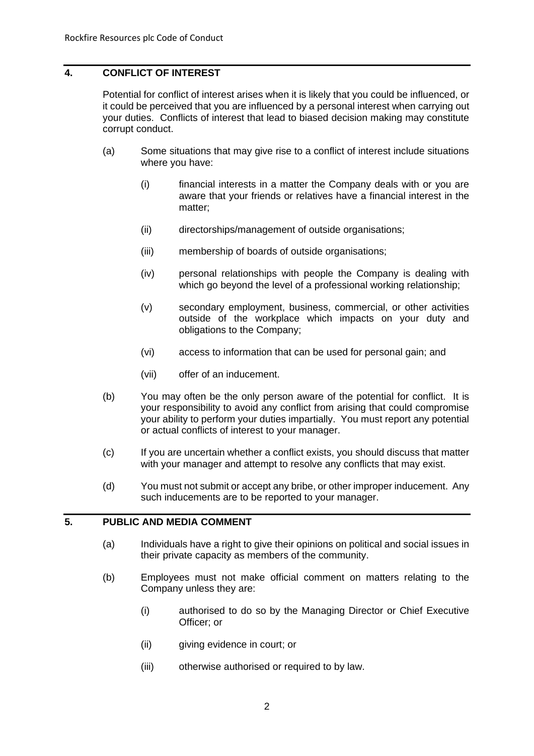## 4. CONFLICT OF INTEREST

Potential for conflict of interest arises when it is likely that you could be influenced, or it could be perceived that you are influenced by a personal interest when carrying out your duties. Conflicts of interest that lead to biased decision making may constitute corrupt conduct.

(a) Some situations that may give rise to a conflict of interest include situations where you have:

   (i) financial interests in a matter the Company deals with or you are aware that your friends or relatives have a financial interest in the matter;

   (ii) directorships/management of outside organisations;

   (iii) membership of boards of outside organisations;

   (iv) personal relationships with people the Company is dealing with which go beyond the level of a professional working relationship;

   (v) secondary employment, business, commercial, or other activities outside of the workplace which impacts on your duty and obligations to the Company;

   (vi) access to information that can be used for personal gain; and

   (vii) offer of an inducement.

(b) You may often be the only person aware of the potential for conflict. It is your responsibility to avoid any conflict from arising that could compromise your ability to perform your duties impartially. You must report any potential or actual conflicts of interest to your manager.

(c) If you are uncertain whether a conflict exists, you should discuss that matter with your manager and attempt to resolve any conflicts that may exist.

(d) You must not submit or accept any bribe, or other improper inducement. Any such inducements are to be reported to your manager.

## 5. PUBLIC AND MEDIA COMMENT

(a) Individuals have a right to give their opinions on political and social issues in their private capacity as members of the community.

(b) Employees must not make official comment on matters relating to the Company unless they are:

   (i) authorised to do so by the Managing Director or Chief Executive Officer; or

   (ii) giving evidence in court; or

   (iii) otherwise authorised or required to by law.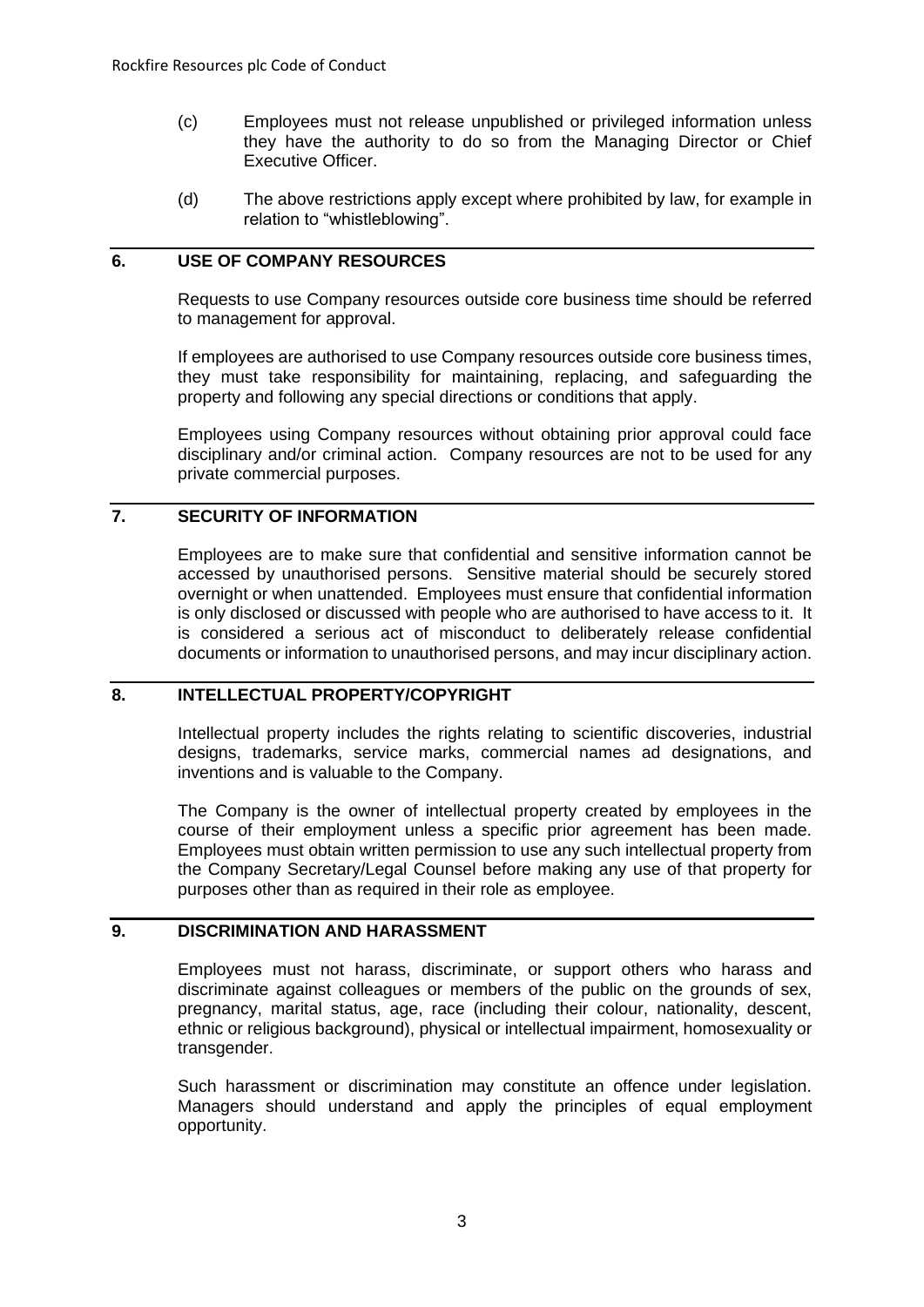(c) Employees must not release unpublished or privileged information unless they have the authority to do so from the Managing Director or Chief Executive Officer.

(d) The above restrictions apply except where prohibited by law, for example in relation to "whistleblowing".

## 6. USE OF COMPANY RESOURCES

Requests to use Company resources outside core business time should be referred to management for approval.

If employees are authorised to use Company resources outside core business times, they must take responsibility for maintaining, replacing, and safeguarding the property and following any special directions or conditions that apply.

Employees using Company resources without obtaining prior approval could face disciplinary and/or criminal action. Company resources are not to be used for any private commercial purposes.

## 7. SECURITY OF INFORMATION

Employees are to make sure that confidential and sensitive information cannot be accessed by unauthorised persons. Sensitive material should be securely stored overnight or when unattended. Employees must ensure that confidential information is only disclosed or discussed with people who are authorised to have access to it. It is considered a serious act of misconduct to deliberately release confidential documents or information to unauthorised persons, and may incur disciplinary action.

## 8. INTELLECTUAL PROPERTY/COPYRIGHT

Intellectual property includes the rights relating to scientific discoveries, industrial designs, trademarks, service marks, commercial names ad designations, and inventions and is valuable to the Company.

The Company is the owner of intellectual property created by employees in the course of their employment unless a specific prior agreement has been made. Employees must obtain written permission to use any such intellectual property from the Company Secretary/Legal Counsel before making any use of that property for purposes other than as required in their role as employee.

## 9. DISCRIMINATION AND HARASSMENT

Employees must not harass, discriminate, or support others who harass and discriminate against colleagues or members of the public on the grounds of sex, pregnancy, marital status, age, race (including their colour, nationality, descent, ethnic or religious background), physical or intellectual impairment, homosexuality or transgender.

Such harassment or discrimination may constitute an offence under legislation. Managers should understand and apply the principles of equal employment opportunity.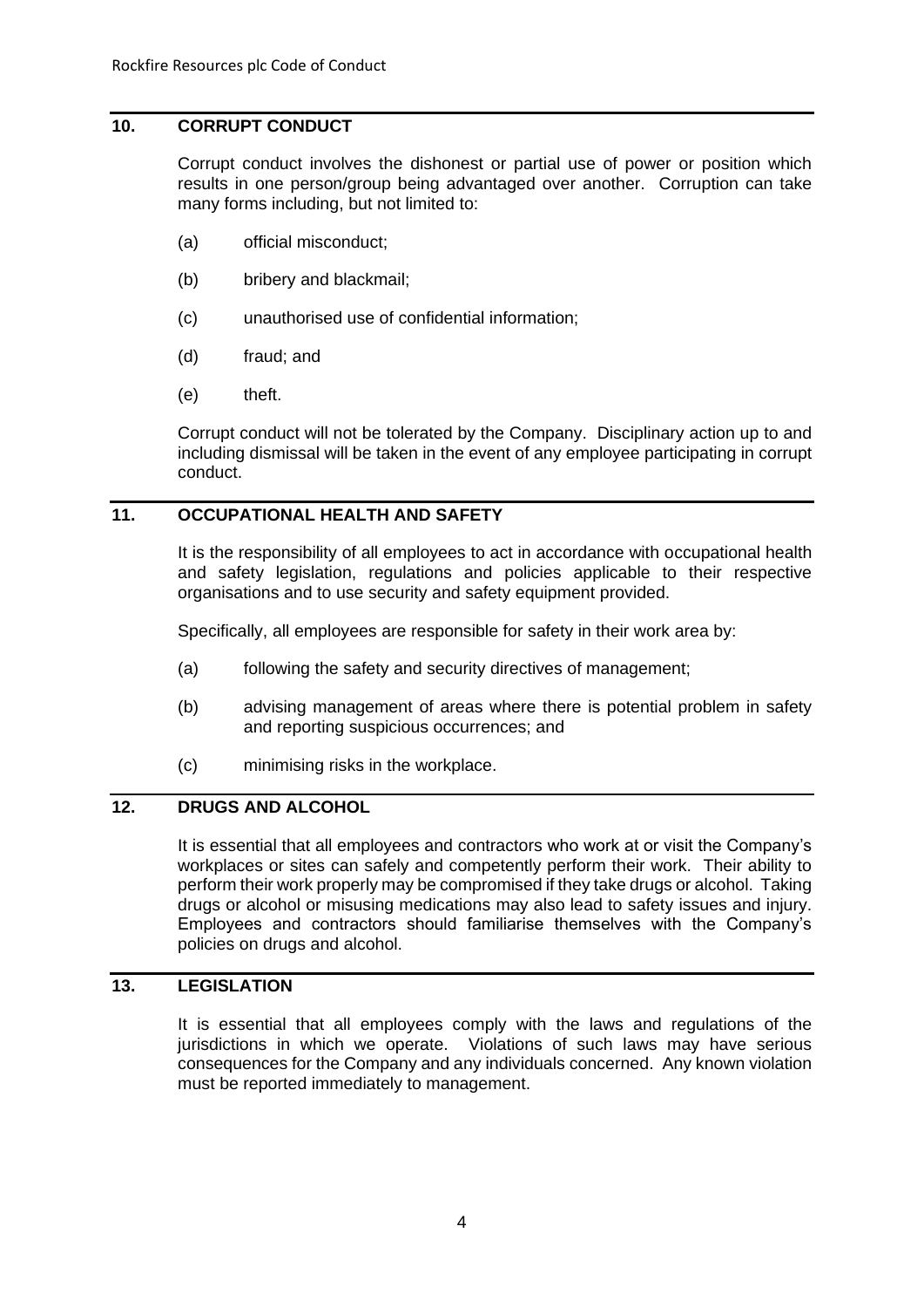## 10. CORRUPT CONDUCT

Corrupt conduct involves the dishonest or partial use of power or position which results in one person/group being advantaged over another. Corruption can take many forms including, but not limited to:

(a) official misconduct;

(b) bribery and blackmail;

(c) unauthorised use of confidential information;

(d) fraud; and

(e) theft.

Corrupt conduct will not be tolerated by the Company. Disciplinary action up to and including dismissal will be taken in the event of any employee participating in corrupt conduct.

## 11. OCCUPATIONAL HEALTH AND SAFETY

It is the responsibility of all employees to act in accordance with occupational health and safety legislation, regulations and policies applicable to their respective organisations and to use security and safety equipment provided.

Specifically, all employees are responsible for safety in their work area by:

(a) following the safety and security directives of management;

(b) advising management of areas where there is potential problem in safety and reporting suspicious occurrences; and

(c) minimising risks in the workplace.

## 12. DRUGS AND ALCOHOL

It is essential that all employees and contractors who work at or visit the Company's workplaces or sites can safely and competently perform their work. Their ability to perform their work properly may be compromised if they take drugs or alcohol. Taking drugs or alcohol or misusing medications may also lead to safety issues and injury. Employees and contractors should familiarise themselves with the Company's policies on drugs and alcohol.

## 13. LEGISLATION

It is essential that all employees comply with the laws and regulations of the jurisdictions in which we operate. Violations of such laws may have serious consequences for the Company and any individuals concerned. Any known violation must be reported immediately to management.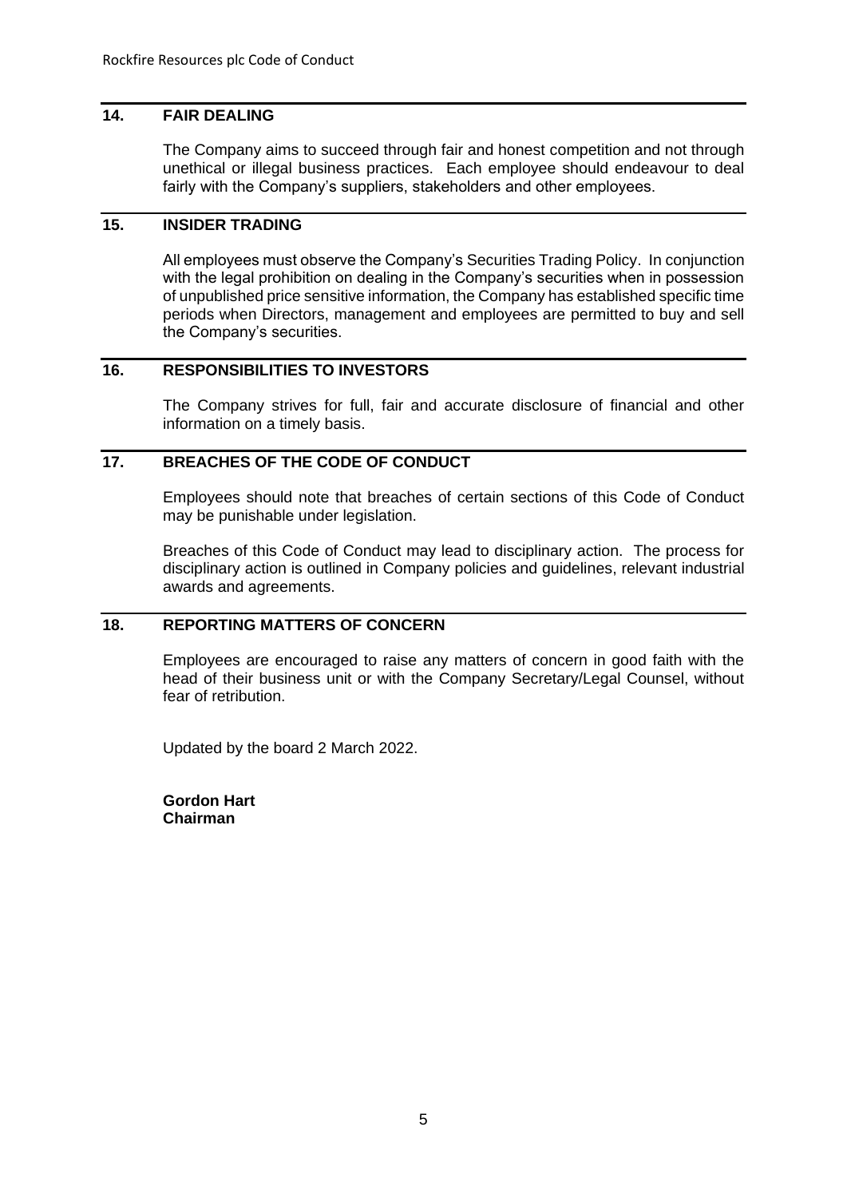## 14. FAIR DEALING

The Company aims to succeed through fair and honest competition and not through unethical or illegal business practices. Each employee should endeavour to deal fairly with the Company's suppliers, stakeholders and other employees.

## 15. INSIDER TRADING

All employees must observe the Company's Securities Trading Policy. In conjunction with the legal prohibition on dealing in the Company's securities when in possession of unpublished price sensitive information, the Company has established specific time periods when Directors, management and employees are permitted to buy and sell the Company's securities.

## 16. RESPONSIBILITIES TO INVESTORS

The Company strives for full, fair and accurate disclosure of financial and other information on a timely basis.

## 17. BREACHES OF THE CODE OF CONDUCT

Employees should note that breaches of certain sections of this Code of Conduct may be punishable under legislation.

Breaches of this Code of Conduct may lead to disciplinary action. The process for disciplinary action is outlined in Company policies and guidelines, relevant industrial awards and agreements.

## 18. REPORTING MATTERS OF CONCERN

Employees are encouraged to raise any matters of concern in good faith with the head of their business unit or with the Company Secretary/Legal Counsel, without fear of retribution.

Updated by the board 2 March 2022.

**Gordon Hart**
**Chairman**